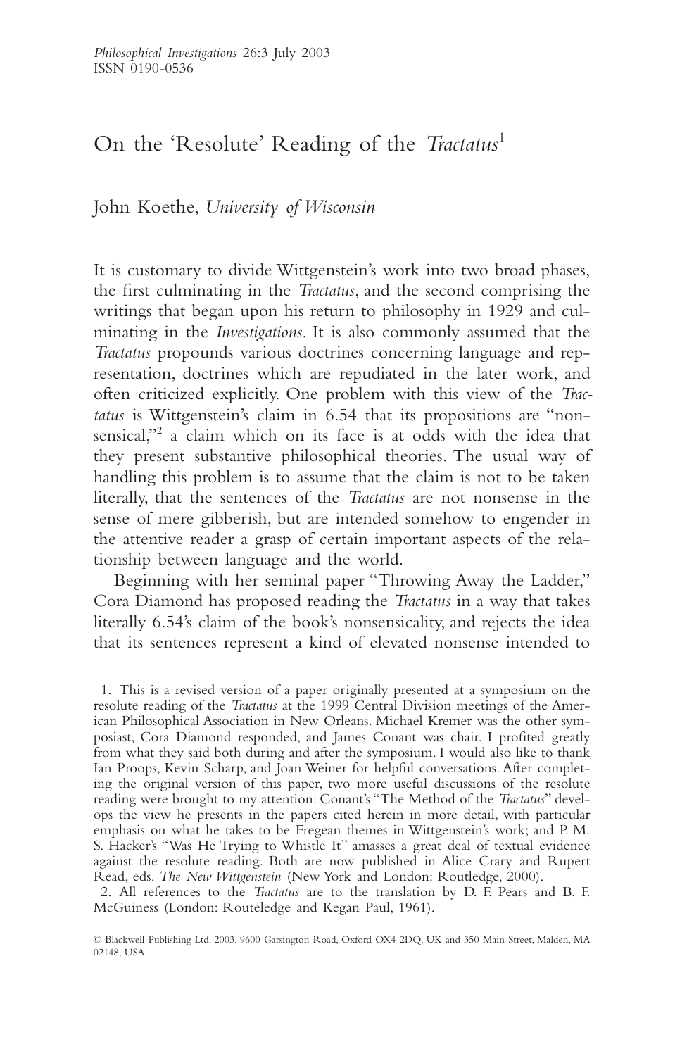# On the 'Resolute' Reading of the *Tractatus*[1]

John Koethe, *University of Wisconsin*

It is customary to divide Wittgenstein's work into two broad phases, the first culminating in the *Tractatus*, and the second comprising the writings that began upon his return to philosophy in 1929 and culminating in the *Investigations*. It is also commonly assumed that the *Tractatus* propounds various doctrines concerning language and representation, doctrines which are repudiated in the later work, and often criticized explicitly. One problem with this view of the *Tractatus* is Wittgenstein's claim in 6.54 that its propositions are "nonsensical,"[2] a claim which on its face is at odds with the idea that they present substantive philosophical theories. The usual way of handling this problem is to assume that the claim is not to be taken literally, that the sentences of the *Tractatus* are not nonsense in the sense of mere gibberish, but are intended somehow to engender in the attentive reader a grasp of certain important aspects of the relationship between language and the world.

Beginning with her seminal paper "Throwing Away the Ladder," Cora Diamond has proposed reading the *Tractatus* in a way that takes literally 6.54's claim of the book's nonsensicality, and rejects the idea that its sentences represent a kind of elevated nonsense intended to

1. This is a revised version of a paper originally presented at a symposium on the resolute reading of the *Tractatus* at the 1999 Central Division meetings of the American Philosophical Association in New Orleans. Michael Kremer was the other symposiast, Cora Diamond responded, and James Conant was chair. I profited greatly from what they said both during and after the symposium. I would also like to thank Ian Proops, Kevin Scharp, and Joan Weiner for helpful conversations. After completing the original version of this paper, two more useful discussions of the resolute reading were brought to my attention: Conant's "The Method of the *Tractatus*" develops the view he presents in the papers cited herein in more detail, with particular emphasis on what he takes to be Fregean themes in Wittgenstein's work; and P. M. S. Hacker's "Was He Trying to Whistle It" amasses a great deal of textual evidence against the resolute reading. Both are now published in Alice Crary and Rupert Read, eds. *The New Wittgenstein* (New York and London: Routledge, 2000).

2. All references to the *Tractatus* are to the translation by D. F. Pears and B. F. McGuiness (London: Routeledge and Kegan Paul, 1961).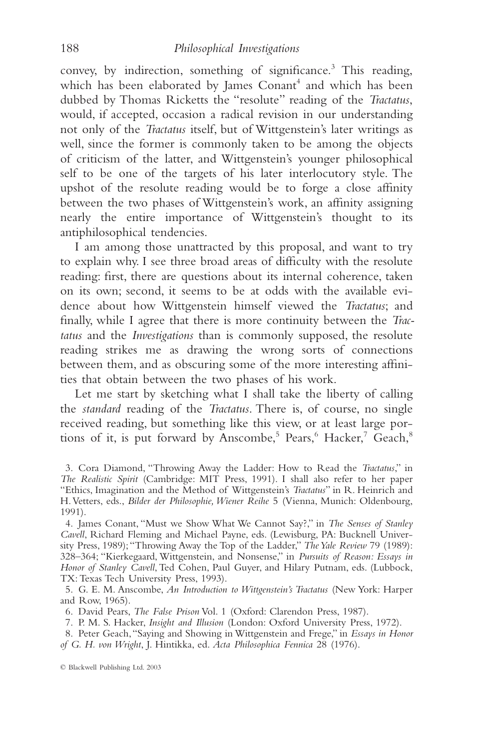convey, by indirection, something of significance.[3] This reading, which has been elaborated by James Conant[4] and which has been dubbed by Thomas Ricketts the "resolute" reading of the *Tractatus*, would, if accepted, occasion a radical revision in our understanding not only of the *Tractatus* itself, but of Wittgenstein's later writings as well, since the former is commonly taken to be among the objects of criticism of the latter, and Wittgenstein's younger philosophical self to be one of the targets of his later interlocutory style. The upshot of the resolute reading would be to forge a close affinity between the two phases of Wittgenstein's work, an affinity assigning nearly the entire importance of Wittgenstein's thought to its antiphilosophical tendencies.

I am among those unattracted by this proposal, and want to try to explain why. I see three broad areas of difficulty with the resolute reading: first, there are questions about its internal coherence, taken on its own; second, it seems to be at odds with the available evidence about how Wittgenstein himself viewed the *Tractatus*; and finally, while I agree that there is more continuity between the *Tractatus* and the *Investigations* than is commonly supposed, the resolute reading strikes me as drawing the wrong sorts of connections between them, and as obscuring some of the more interesting affinities that obtain between the two phases of his work.

Let me start by sketching what I shall take the liberty of calling the *standard* reading of the *Tractatus*. There is, of course, no single received reading, but something like this view, or at least large portions of it, is put forward by Anscombe,[5] Pears,[6] Hacker,[7] Geach,[8]

3. Cora Diamond, "Throwing Away the Ladder: How to Read the *Tractatus*," in *The Realistic Spirit* (Cambridge: MIT Press, 1991). I shall also refer to her paper "Ethics, Imagination and the Method of Wittgenstein's *Tractatus*" in R. Heinrich and H. Vetters, eds., *Bilder der Philosophie, Wiener Reihe* 5 (Vienna, Munich: Oldenbourg, 1991).

4. James Conant, "Must we Show What We Cannot Say?," in *The Senses of Stanley Cavell*, Richard Fleming and Michael Payne, eds. (Lewisburg, PA: Bucknell University Press, 1989); "Throwing Away the Top of the Ladder," *The Yale Review* 79 (1989): 328–364; "Kierkegaard, Wittgenstein, and Nonsense," in *Pursuits of Reason: Essays in Honor of Stanley Cavell*, Ted Cohen, Paul Guyer, and Hilary Putnam, eds. (Lubbock, TX: Texas Tech University Press, 1993).

5. G. E. M. Anscombe, *An Introduction to Wittgenstein's Tractatus* (New York: Harper and Row, 1965).

6. David Pears, *The False Prison* Vol. 1 (Oxford: Clarendon Press, 1987).

7. P. M. S. Hacker, *Insight and Illusion* (London: Oxford University Press, 1972).

8. Peter Geach, "Saying and Showing in Wittgenstein and Frege," in *Essays in Honor of G. H. von Wright*, J. Hintikka, ed. *Acta Philosophica Fennica* 28 (1976).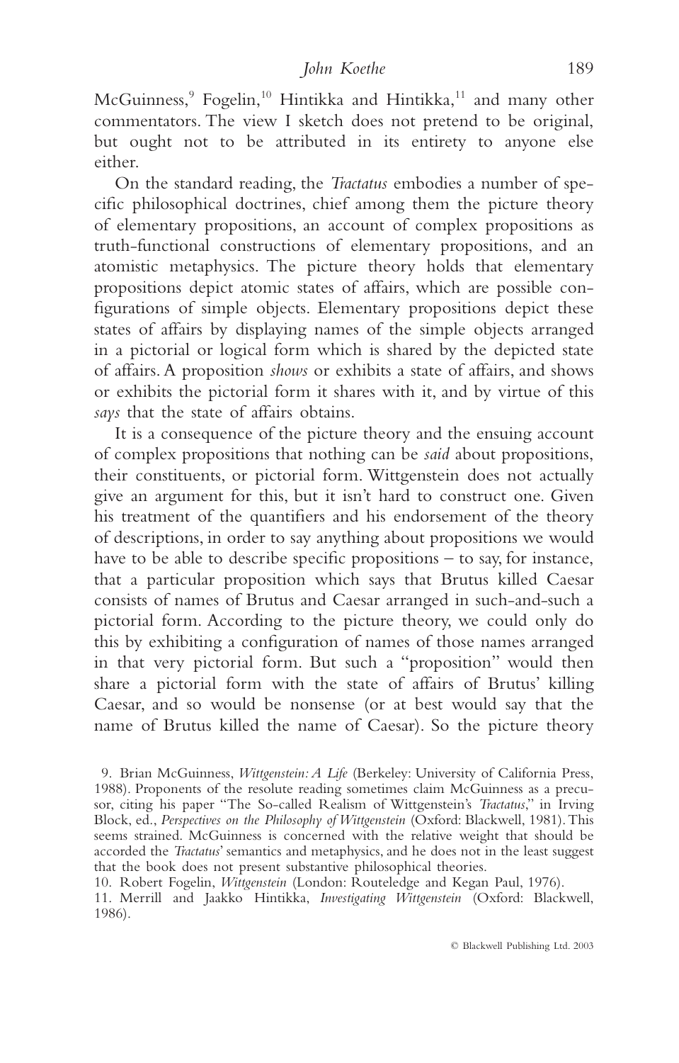McGuinness,[9] Fogelin,[10] Hintikka and Hintikka,[11] and many other commentators. The view I sketch does not pretend to be original, but ought not to be attributed in its entirety to anyone else either.

On the standard reading, the *Tractatus* embodies a number of specific philosophical doctrines, chief among them the picture theory of elementary propositions, an account of complex propositions as truth-functional constructions of elementary propositions, and an atomistic metaphysics. The picture theory holds that elementary propositions depict atomic states of affairs, which are possible configurations of simple objects. Elementary propositions depict these states of affairs by displaying names of the simple objects arranged in a pictorial or logical form which is shared by the depicted state of affairs. A proposition *shows* or exhibits a state of affairs, and shows or exhibits the pictorial form it shares with it, and by virtue of this *says* that the state of affairs obtains.

It is a consequence of the picture theory and the ensuing account of complex propositions that nothing can be *said* about propositions, their constituents, or pictorial form. Wittgenstein does not actually give an argument for this, but it isn't hard to construct one. Given his treatment of the quantifiers and his endorsement of the theory of descriptions, in order to say anything about propositions we would have to be able to describe specific propositions – to say, for instance, that a particular proposition which says that Brutus killed Caesar consists of names of Brutus and Caesar arranged in such-and-such a pictorial form. According to the picture theory, we could only do this by exhibiting a configuration of names of those names arranged in that very pictorial form. But such a "proposition" would then share a pictorial form with the state of affairs of Brutus' killing Caesar, and so would be nonsense (or at best would say that the name of Brutus killed the name of Caesar). So the picture theory

9. Brian McGuinness, *Wittgenstein: A Life* (Berkeley: University of California Press, 1988). Proponents of the resolute reading sometimes claim McGuinness as a precusor, citing his paper "The So-called Realism of Wittgenstein's *Tractatus*," in Irving Block, ed., *Perspectives on the Philosophy of Wittgenstein* (Oxford: Blackwell, 1981). This seems strained. McGuinness is concerned with the relative weight that should be accorded the *Tractatus*' semantics and metaphysics, and he does not in the least suggest that the book does not present substantive philosophical theories.

10. Robert Fogelin, *Wittgenstein* (London: Routeledge and Kegan Paul, 1976).

11. Merrill and Jaakko Hintikka, *Investigating Wittgenstein* (Oxford: Blackwell, 1986).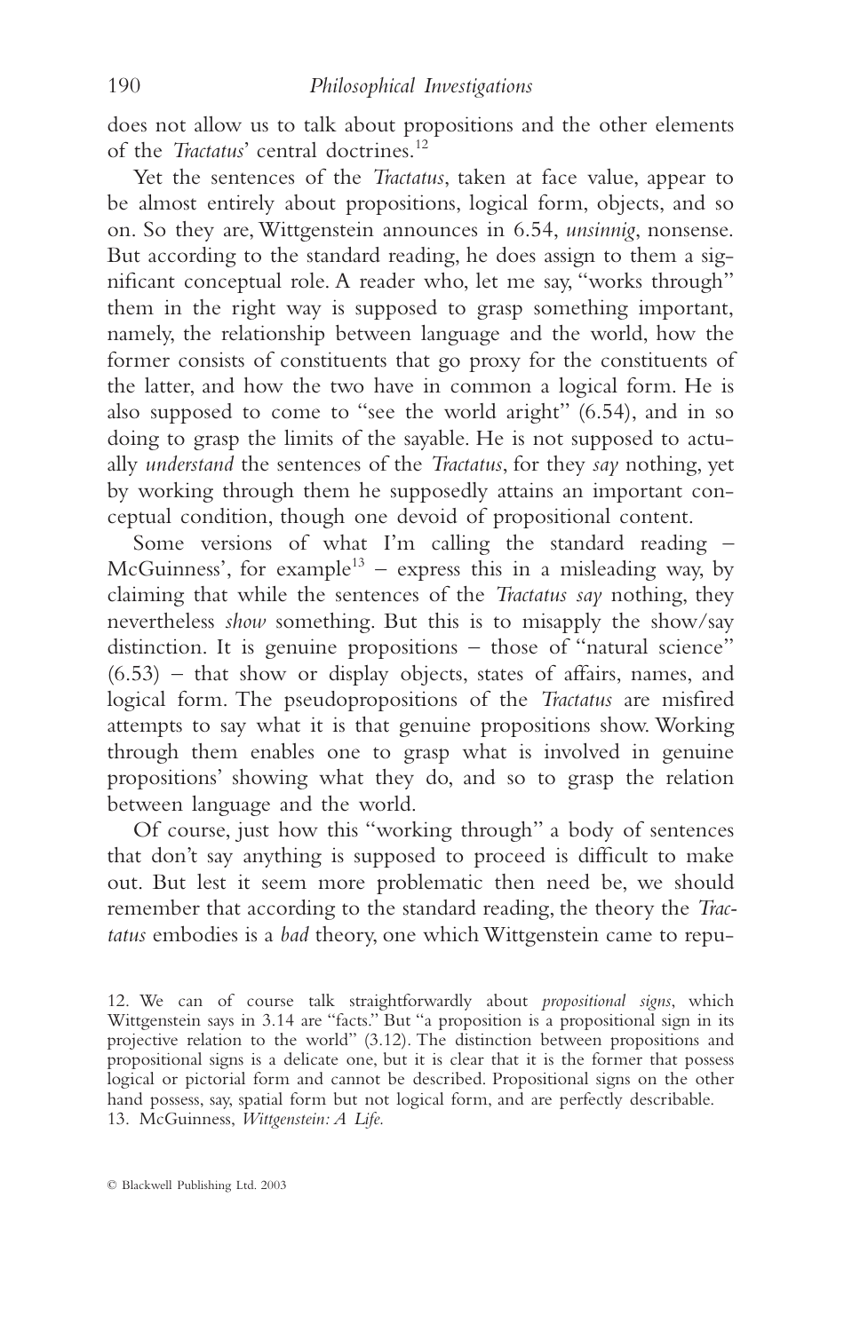does not allow us to talk about propositions and the other elements of the *Tractatus*' central doctrines.[12]

Yet the sentences of the *Tractatus*, taken at face value, appear to be almost entirely about propositions, logical form, objects, and so on. So they are, Wittgenstein announces in 6.54, *unsinnig*, nonsense. But according to the standard reading, he does assign to them a significant conceptual role. A reader who, let me say, "works through" them in the right way is supposed to grasp something important, namely, the relationship between language and the world, how the former consists of constituents that go proxy for the constituents of the latter, and how the two have in common a logical form. He is also supposed to come to "see the world aright" (6.54), and in so doing to grasp the limits of the sayable. He is not supposed to actually *understand* the sentences of the *Tractatus*, for they *say* nothing, yet by working through them he supposedly attains an important conceptual condition, though one devoid of propositional content.

Some versions of what I'm calling the standard reading – McGuinness', for example[13] – express this in a misleading way, by claiming that while the sentences of the *Tractatus say* nothing, they nevertheless *show* something. But this is to misapply the show/say distinction. It is genuine propositions – those of "natural science" (6.53) – that show or display objects, states of affairs, names, and logical form. The pseudopropositions of the *Tractatus* are misfired attempts to say what it is that genuine propositions show. Working through them enables one to grasp what is involved in genuine propositions' showing what they do, and so to grasp the relation between language and the world.

Of course, just how this "working through" a body of sentences that don't say anything is supposed to proceed is difficult to make out. But lest it seem more problematic then need be, we should remember that according to the standard reading, the theory the *Tractatus* embodies is a *bad* theory, one which Wittgenstein came to repu-

12. We can of course talk straightforwardly about *propositional signs*, which Wittgenstein says in 3.14 are "facts." But "a proposition is a propositional sign in its projective relation to the world" (3.12). The distinction between propositions and propositional signs is a delicate one, but it is clear that it is the former that possess logical or pictorial form and cannot be described. Propositional signs on the other hand possess, say, spatial form but not logical form, and are perfectly describable.

13. McGuinness, *Wittgenstein: A Life.*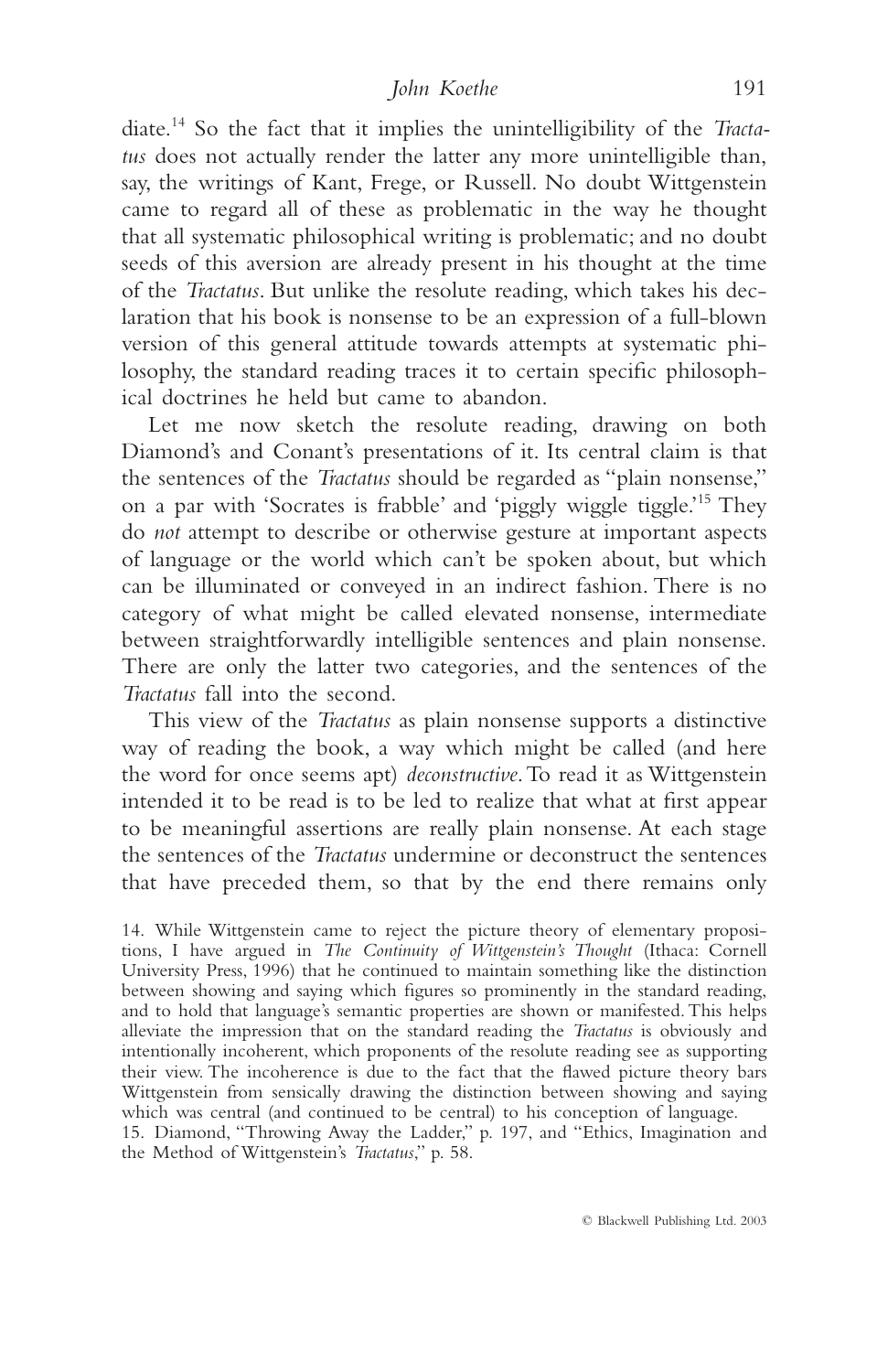diate.[14] So the fact that it implies the unintelligibility of the *Tractatus* does not actually render the latter any more unintelligible than, say, the writings of Kant, Frege, or Russell. No doubt Wittgenstein came to regard all of these as problematic in the way he thought that all systematic philosophical writing is problematic; and no doubt seeds of this aversion are already present in his thought at the time of the *Tractatus*. But unlike the resolute reading, which takes his declaration that his book is nonsense to be an expression of a full-blown version of this general attitude towards attempts at systematic philosophy, the standard reading traces it to certain specific philosophical doctrines he held but came to abandon.

Let me now sketch the resolute reading, drawing on both Diamond's and Conant's presentations of it. Its central claim is that the sentences of the *Tractatus* should be regarded as "plain nonsense," on a par with 'Socrates is frabble' and 'piggly wiggle tiggle.'[15] They do *not* attempt to describe or otherwise gesture at important aspects of language or the world which can't be spoken about, but which can be illuminated or conveyed in an indirect fashion. There is no category of what might be called elevated nonsense, intermediate between straightforwardly intelligible sentences and plain nonsense. There are only the latter two categories, and the sentences of the *Tractatus* fall into the second.

This view of the *Tractatus* as plain nonsense supports a distinctive way of reading the book, a way which might be called (and here the word for once seems apt) *deconstructive*. To read it as Wittgenstein intended it to be read is to be led to realize that what at first appear to be meaningful assertions are really plain nonsense. At each stage the sentences of the *Tractatus* undermine or deconstruct the sentences that have preceded them, so that by the end there remains only

14. While Wittgenstein came to reject the picture theory of elementary propositions, I have argued in *The Continuity of Wittgenstein's Thought* (Ithaca: Cornell University Press, 1996) that he continued to maintain something like the distinction between showing and saying which figures so prominently in the standard reading, and to hold that language's semantic properties are shown or manifested. This helps alleviate the impression that on the standard reading the *Tractatus* is obviously and intentionally incoherent, which proponents of the resolute reading see as supporting their view. The incoherence is due to the fact that the flawed picture theory bars Wittgenstein from sensically drawing the distinction between showing and saying which was central (and continued to be central) to his conception of language.

15. Diamond, "Throwing Away the Ladder," p. 197, and "Ethics, Imagination and the Method of Wittgenstein's *Tractatus*," p. 58.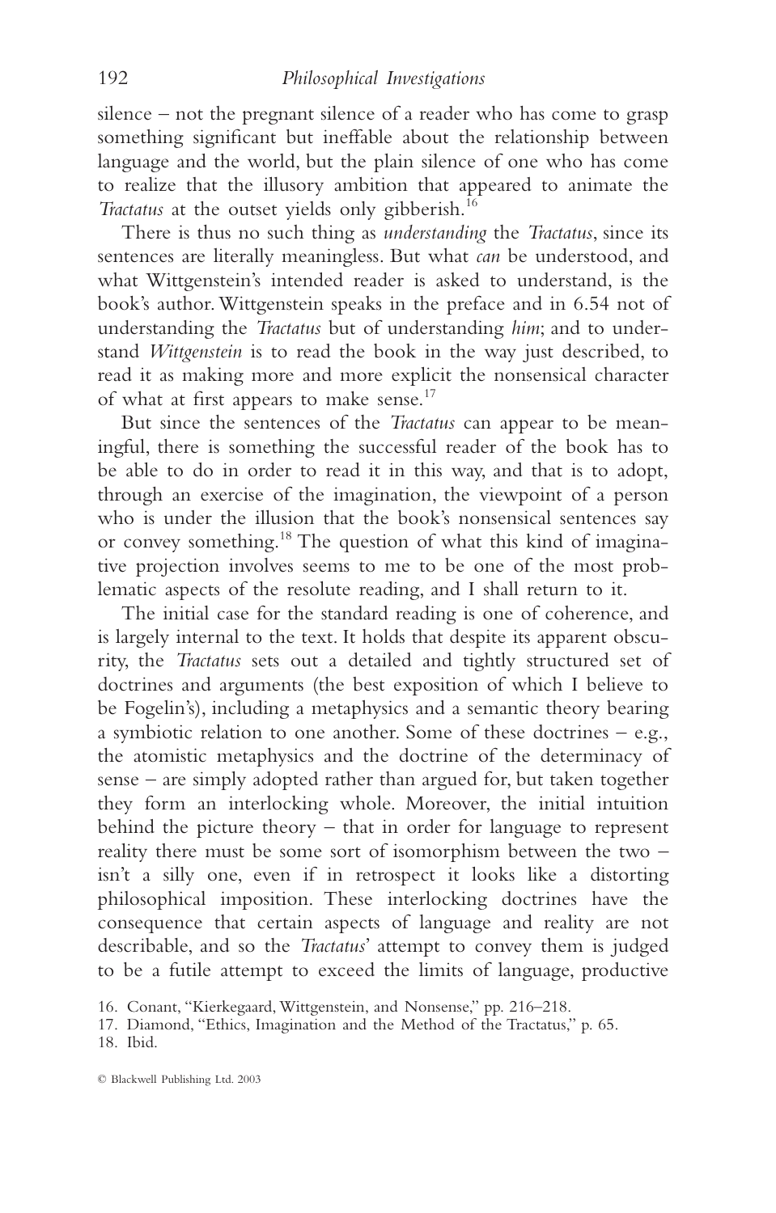silence – not the pregnant silence of a reader who has come to grasp something significant but ineffable about the relationship between language and the world, but the plain silence of one who has come to realize that the illusory ambition that appeared to animate the *Tractatus* at the outset yields only gibberish.[16]

There is thus no such thing as *understanding* the *Tractatus*, since its sentences are literally meaningless. But what *can* be understood, and what Wittgenstein's intended reader is asked to understand, is the book's author. Wittgenstein speaks in the preface and in 6.54 not of understanding the *Tractatus* but of understanding *him*; and to understand *Wittgenstein* is to read the book in the way just described, to read it as making more and more explicit the nonsensical character of what at first appears to make sense.[17]

But since the sentences of the *Tractatus* can appear to be meaningful, there is something the successful reader of the book has to be able to do in order to read it in this way, and that is to adopt, through an exercise of the imagination, the viewpoint of a person who is under the illusion that the book's nonsensical sentences say or convey something.[18] The question of what this kind of imaginative projection involves seems to me to be one of the most problematic aspects of the resolute reading, and I shall return to it.

The initial case for the standard reading is one of coherence, and is largely internal to the text. It holds that despite its apparent obscurity, the *Tractatus* sets out a detailed and tightly structured set of doctrines and arguments (the best exposition of which I believe to be Fogelin's), including a metaphysics and a semantic theory bearing a symbiotic relation to one another. Some of these doctrines – e.g., the atomistic metaphysics and the doctrine of the determinacy of sense – are simply adopted rather than argued for, but taken together they form an interlocking whole. Moreover, the initial intuition behind the picture theory – that in order for language to represent reality there must be some sort of isomorphism between the two – isn't a silly one, even if in retrospect it looks like a distorting philosophical imposition. These interlocking doctrines have the consequence that certain aspects of language and reality are not describable, and so the *Tractatus*' attempt to convey them is judged to be a futile attempt to exceed the limits of language, productive

16. Conant, "Kierkegaard, Wittgenstein, and Nonsense," pp. 216–218.
17. Diamond, "Ethics, Imagination and the Method of the Tractatus," p. 65.
18. Ibid.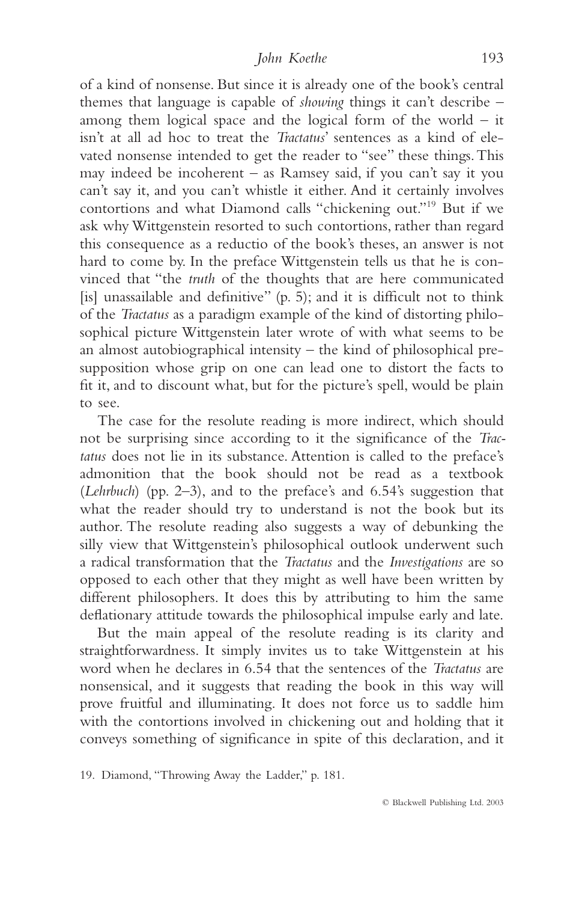of a kind of nonsense. But since it is already one of the book's central themes that language is capable of *showing* things it can't describe – among them logical space and the logical form of the world – it isn't at all ad hoc to treat the *Tractatus*' sentences as a kind of elevated nonsense intended to get the reader to "see" these things. This may indeed be incoherent – as Ramsey said, if you can't say it you can't say it, and you can't whistle it either. And it certainly involves contortions and what Diamond calls "chickening out."[19] But if we ask why Wittgenstein resorted to such contortions, rather than regard this consequence as a reductio of the book's theses, an answer is not hard to come by. In the preface Wittgenstein tells us that he is convinced that "the *truth* of the thoughts that are here communicated [is] unassailable and definitive" (p. 5); and it is difficult not to think of the *Tractatus* as a paradigm example of the kind of distorting philosophical picture Wittgenstein later wrote of with what seems to be an almost autobiographical intensity – the kind of philosophical presupposition whose grip on one can lead one to distort the facts to fit it, and to discount what, but for the picture's spell, would be plain to see.

The case for the resolute reading is more indirect, which should not be surprising since according to it the significance of the *Tractatus* does not lie in its substance. Attention is called to the preface's admonition that the book should not be read as a textbook (*Lehrbuch*) (pp. 2–3), and to the preface's and 6.54's suggestion that what the reader should try to understand is not the book but its author. The resolute reading also suggests a way of debunking the silly view that Wittgenstein's philosophical outlook underwent such a radical transformation that the *Tractatus* and the *Investigations* are so opposed to each other that they might as well have been written by different philosophers. It does this by attributing to him the same deflationary attitude towards the philosophical impulse early and late.

But the main appeal of the resolute reading is its clarity and straightforwardness. It simply invites us to take Wittgenstein at his word when he declares in 6.54 that the sentences of the *Tractatus* are nonsensical, and it suggests that reading the book in this way will prove fruitful and illuminating. It does not force us to saddle him with the contortions involved in chickening out and holding that it conveys something of significance in spite of this declaration, and it

19. Diamond, "Throwing Away the Ladder," p. 181.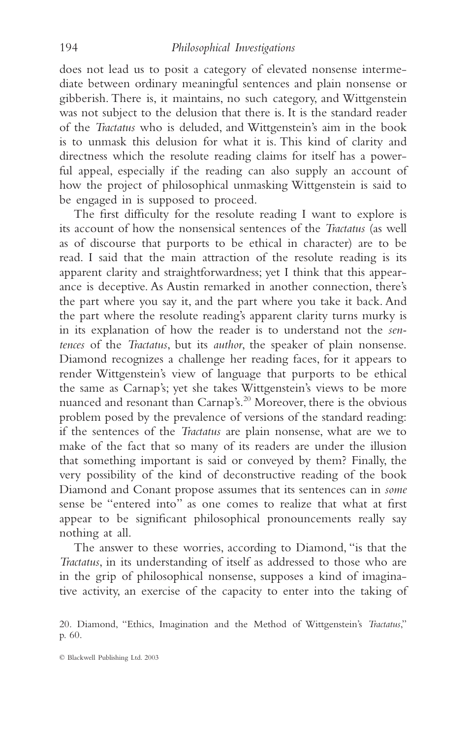does not lead us to posit a category of elevated nonsense intermediate between ordinary meaningful sentences and plain nonsense or gibberish. There is, it maintains, no such category, and Wittgenstein was not subject to the delusion that there is. It is the standard reader of the *Tractatus* who is deluded, and Wittgenstein's aim in the book is to unmask this delusion for what it is. This kind of clarity and directness which the resolute reading claims for itself has a powerful appeal, especially if the reading can also supply an account of how the project of philosophical unmasking Wittgenstein is said to be engaged in is supposed to proceed.

The first difficulty for the resolute reading I want to explore is its account of how the nonsensical sentences of the *Tractatus* (as well as of discourse that purports to be ethical in character) are to be read. I said that the main attraction of the resolute reading is its apparent clarity and straightforwardness; yet I think that this appearance is deceptive. As Austin remarked in another connection, there's the part where you say it, and the part where you take it back. And the part where the resolute reading's apparent clarity turns murky is in its explanation of how the reader is to understand not the *sentences* of the *Tractatus*, but its *author*, the speaker of plain nonsense. Diamond recognizes a challenge her reading faces, for it appears to render Wittgenstein's view of language that purports to be ethical the same as Carnap's; yet she takes Wittgenstein's views to be more nuanced and resonant than Carnap's.[20] Moreover, there is the obvious problem posed by the prevalence of versions of the standard reading: if the sentences of the *Tractatus* are plain nonsense, what are we to make of the fact that so many of its readers are under the illusion that something important is said or conveyed by them? Finally, the very possibility of the kind of deconstructive reading of the book Diamond and Conant propose assumes that its sentences can in *some* sense be "entered into" as one comes to realize that what at first appear to be significant philosophical pronouncements really say nothing at all.

The answer to these worries, according to Diamond, "is that the *Tractatus*, in its understanding of itself as addressed to those who are in the grip of philosophical nonsense, supposes a kind of imaginative activity, an exercise of the capacity to enter into the taking of

20. Diamond, "Ethics, Imagination and the Method of Wittgenstein's *Tractatus*," p. 60.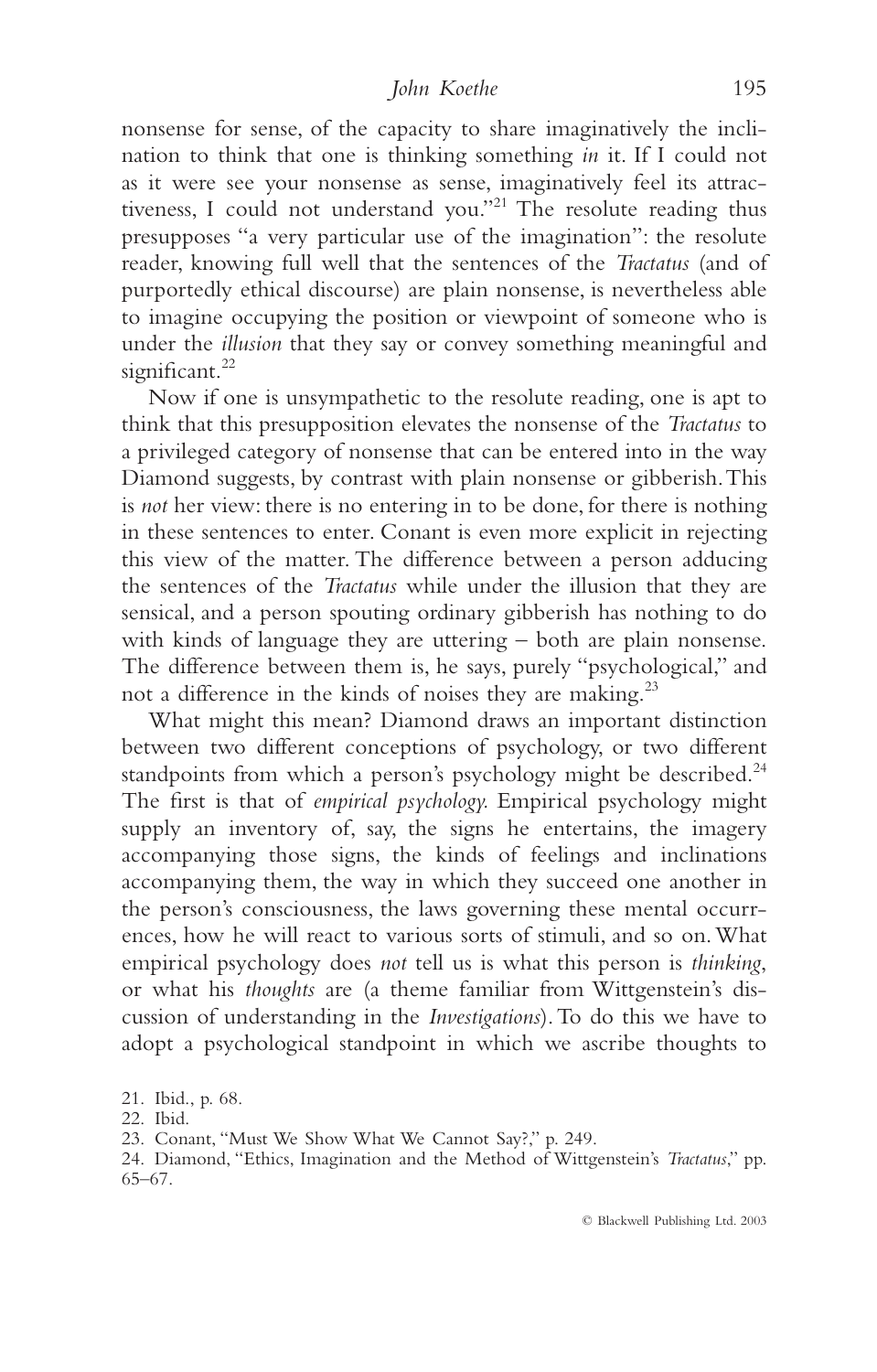nonsense for sense, of the capacity to share imaginatively the inclination to think that one is thinking something *in* it. If I could not as it were see your nonsense as sense, imaginatively feel its attractiveness, I could not understand you."[21] The resolute reading thus presupposes "a very particular use of the imagination": the resolute reader, knowing full well that the sentences of the *Tractatus* (and of purportedly ethical discourse) are plain nonsense, is nevertheless able to imagine occupying the position or viewpoint of someone who is under the *illusion* that they say or convey something meaningful and significant.[22]

Now if one is unsympathetic to the resolute reading, one is apt to think that this presupposition elevates the nonsense of the *Tractatus* to a privileged category of nonsense that can be entered into in the way Diamond suggests, by contrast with plain nonsense or gibberish. This is *not* her view: there is no entering in to be done, for there is nothing in these sentences to enter. Conant is even more explicit in rejecting this view of the matter. The difference between a person adducing the sentences of the *Tractatus* while under the illusion that they are sensical, and a person spouting ordinary gibberish has nothing to do with kinds of language they are uttering – both are plain nonsense. The difference between them is, he says, purely "psychological," and not a difference in the kinds of noises they are making.[23]

What might this mean? Diamond draws an important distinction between two different conceptions of psychology, or two different standpoints from which a person's psychology might be described.[24] The first is that of *empirical psychology.* Empirical psychology might supply an inventory of, say, the signs he entertains, the imagery accompanying those signs, the kinds of feelings and inclinations accompanying them, the way in which they succeed one another in the person's consciousness, the laws governing these mental occurrences, how he will react to various sorts of stimuli, and so on. What empirical psychology does *not* tell us is what this person is *thinking*, or what his *thoughts* are (a theme familiar from Wittgenstein's discussion of understanding in the *Investigations*). To do this we have to adopt a psychological standpoint in which we ascribe thoughts to

21. Ibid., p. 68.

22. Ibid.

23. Conant, "Must We Show What We Cannot Say?," p. 249.

24. Diamond, "Ethics, Imagination and the Method of Wittgenstein's *Tractatus*," pp. 65–67.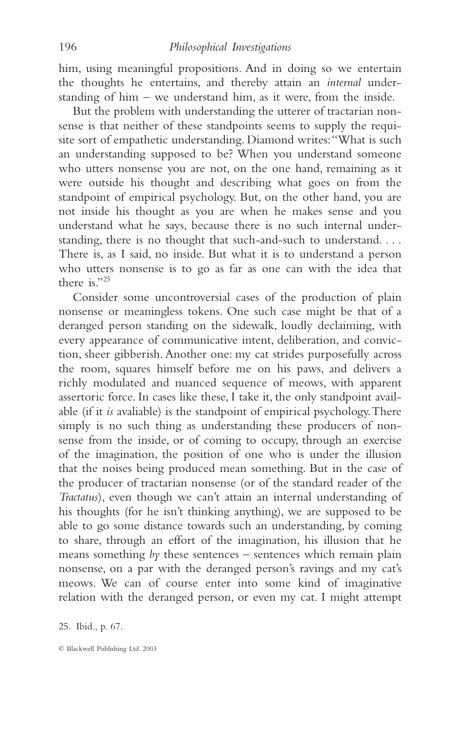him, using meaningful propositions. And in doing so we entertain the thoughts he entertains, and thereby attain an *internal* understanding of him – we understand him, as it were, from the inside.

But the problem with understanding the utterer of tractarian nonsense is that neither of these standpoints seems to supply the requisite sort of empathetic understanding. Diamond writes: "What is such an understanding supposed to be? When you understand someone who utters nonsense you are not, on the one hand, remaining as it were outside his thought and describing what goes on from the standpoint of empirical psychology. But, on the other hand, you are not inside his thought as you are when he makes sense and you understand what he says, because there is no such internal understanding, there is no thought that such-and-such to understand. . . . There is, as I said, no inside. But what it is to understand a person who utters nonsense is to go as far as one can with the idea that there is."[25]

Consider some uncontroversial cases of the production of plain nonsense or meaningless tokens. One such case might be that of a deranged person standing on the sidewalk, loudly declaiming, with every appearance of communicative intent, deliberation, and conviction, sheer gibberish. Another one: my cat strides purposefully across the room, squares himself before me on his paws, and delivers a richly modulated and nuanced sequence of meows, with apparent assertoric force. In cases like these, I take it, the only standpoint available (if it *is* avaliable) is the standpoint of empirical psychology. There simply is no such thing as understanding these producers of nonsense from the inside, or of coming to occupy, through an exercise of the imagination, the position of one who is under the illusion that the noises being produced mean something. But in the case of the producer of tractarian nonsense (or of the standard reader of the *Tractatus*), even though we can't attain an internal understanding of his thoughts (for he isn't thinking anything), we are supposed to be able to go some distance towards such an understanding, by coming to share, through an effort of the imagination, his illusion that he means something *by* these sentences – sentences which remain plain nonsense, on a par with the deranged person's ravings and my cat's meows. We can of course enter into some kind of imaginative relation with the deranged person, or even my cat. I might attempt

25. Ibid., p. 67.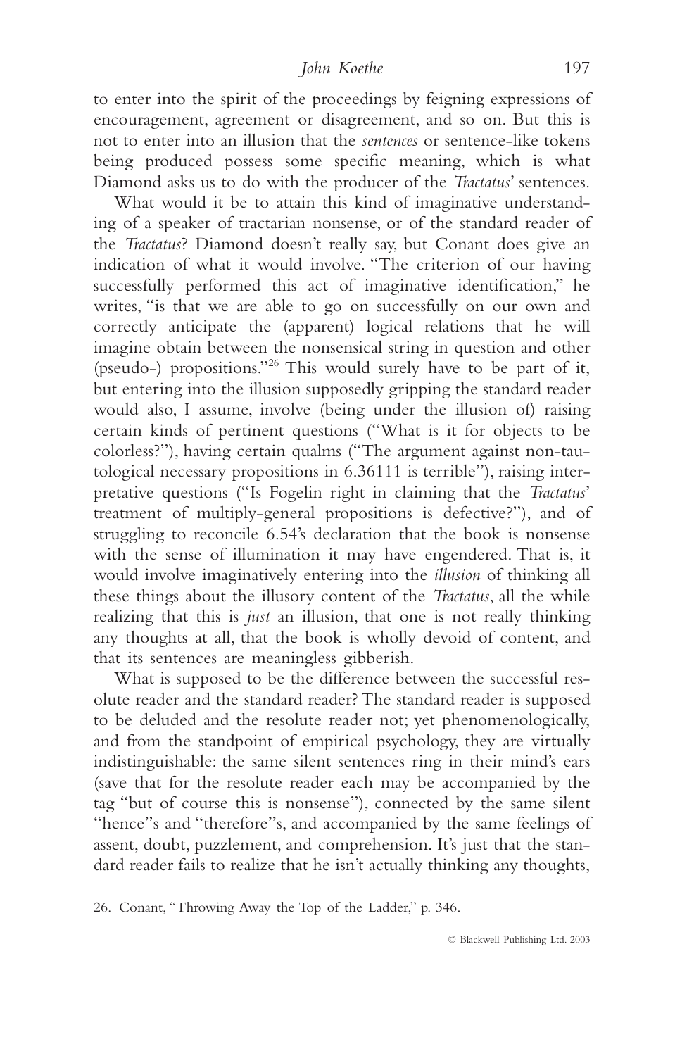to enter into the spirit of the proceedings by feigning expressions of encouragement, agreement or disagreement, and so on. But this is not to enter into an illusion that the *sentences* or sentence-like tokens being produced possess some specific meaning, which is what Diamond asks us to do with the producer of the *Tractatus*' sentences.

What would it be to attain this kind of imaginative understanding of a speaker of tractarian nonsense, or of the standard reader of the *Tractatus*? Diamond doesn't really say, but Conant does give an indication of what it would involve. "The criterion of our having successfully performed this act of imaginative identification," he writes, "is that we are able to go on successfully on our own and correctly anticipate the (apparent) logical relations that he will imagine obtain between the nonsensical string in question and other (pseudo-) propositions."[26] This would surely have to be part of it, but entering into the illusion supposedly gripping the standard reader would also, I assume, involve (being under the illusion of) raising certain kinds of pertinent questions ("What is it for objects to be colorless?"), having certain qualms ("The argument against non-tautological necessary propositions in 6.36111 is terrible"), raising interpretative questions ("Is Fogelin right in claiming that the *Tractatus*' treatment of multiply-general propositions is defective?"), and of struggling to reconcile 6.54's declaration that the book is nonsense with the sense of illumination it may have engendered. That is, it would involve imaginatively entering into the *illusion* of thinking all these things about the illusory content of the *Tractatus*, all the while realizing that this is *just* an illusion, that one is not really thinking any thoughts at all, that the book is wholly devoid of content, and that its sentences are meaningless gibberish.

What is supposed to be the difference between the successful resolute reader and the standard reader? The standard reader is supposed to be deluded and the resolute reader not; yet phenomenologically, and from the standpoint of empirical psychology, they are virtually indistinguishable: the same silent sentences ring in their mind's ears (save that for the resolute reader each may be accompanied by the tag "but of course this is nonsense"), connected by the same silent "hence"s and "therefore"s, and accompanied by the same feelings of assent, doubt, puzzlement, and comprehension. It's just that the standard reader fails to realize that he isn't actually thinking any thoughts,

26. Conant, "Throwing Away the Top of the Ladder," p. 346.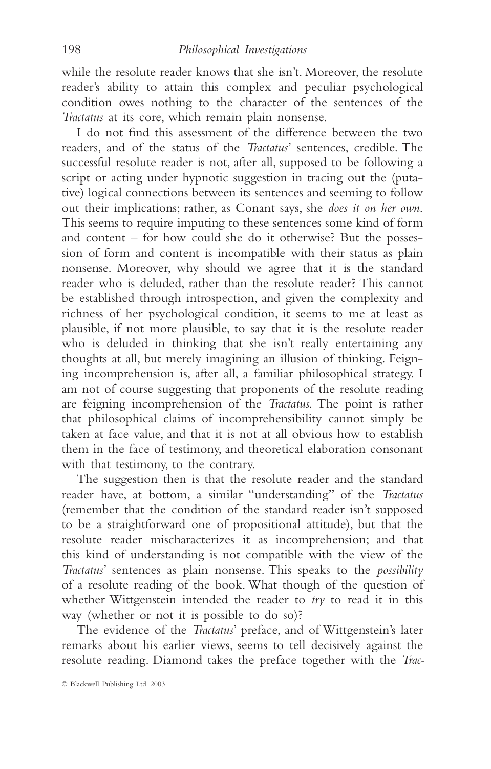while the resolute reader knows that she isn't. Moreover, the resolute reader's ability to attain this complex and peculiar psychological condition owes nothing to the character of the sentences of the *Tractatus* at its core, which remain plain nonsense.

I do not find this assessment of the difference between the two readers, and of the status of the *Tractatus*' sentences, credible. The successful resolute reader is not, after all, supposed to be following a script or acting under hypnotic suggestion in tracing out the (putative) logical connections between its sentences and seeming to follow out their implications; rather, as Conant says, she *does it on her own*. This seems to require imputing to these sentences some kind of form and content – for how could she do it otherwise? But the possession of form and content is incompatible with their status as plain nonsense. Moreover, why should we agree that it is the standard reader who is deluded, rather than the resolute reader? This cannot be established through introspection, and given the complexity and richness of her psychological condition, it seems to me at least as plausible, if not more plausible, to say that it is the resolute reader who is deluded in thinking that she isn't really entertaining any thoughts at all, but merely imagining an illusion of thinking. Feigning incomprehension is, after all, a familiar philosophical strategy. I am not of course suggesting that proponents of the resolute reading are feigning incomprehension of the *Tractatus*. The point is rather that philosophical claims of incomprehensibility cannot simply be taken at face value, and that it is not at all obvious how to establish them in the face of testimony, and theoretical elaboration consonant with that testimony, to the contrary.

The suggestion then is that the resolute reader and the standard reader have, at bottom, a similar "understanding" of the *Tractatus* (remember that the condition of the standard reader isn't supposed to be a straightforward one of propositional attitude), but that the resolute reader mischaracterizes it as incomprehension; and that this kind of understanding is not compatible with the view of the *Tractatus*' sentences as plain nonsense. This speaks to the *possibility* of a resolute reading of the book. What though of the question of whether Wittgenstein intended the reader to *try* to read it in this way (whether or not it is possible to do so)?

The evidence of the *Tractatus*' preface, and of Wittgenstein's later remarks about his earlier views, seems to tell decisively against the resolute reading. Diamond takes the preface together with the *Trac-*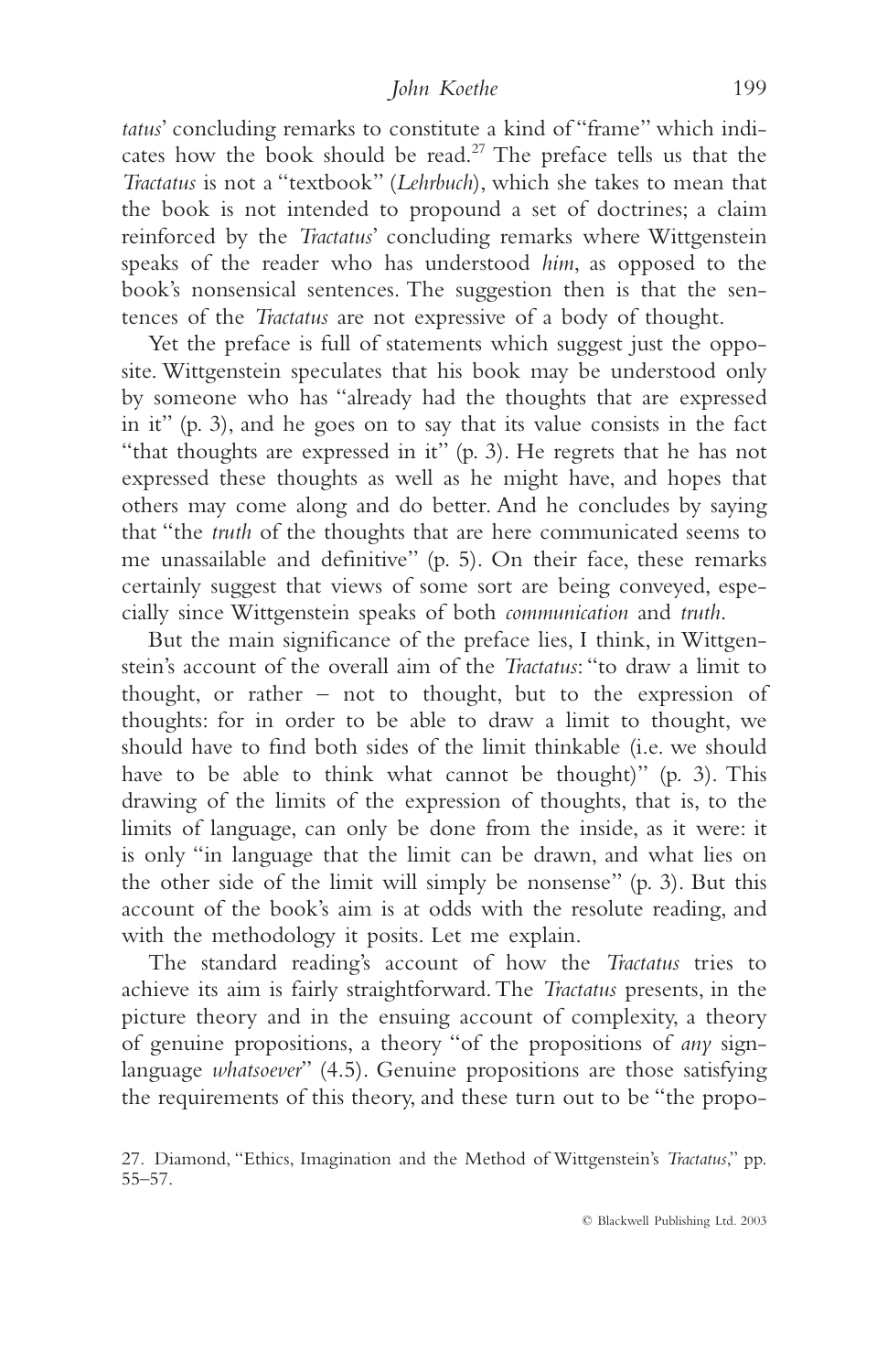*tatus*' concluding remarks to constitute a kind of "frame" which indicates how the book should be read.[27] The preface tells us that the *Tractatus* is not a "textbook" (*Lehrbuch*), which she takes to mean that the book is not intended to propound a set of doctrines; a claim reinforced by the *Tractatus*' concluding remarks where Wittgenstein speaks of the reader who has understood *him*, as opposed to the book's nonsensical sentences. The suggestion then is that the sentences of the *Tractatus* are not expressive of a body of thought.

Yet the preface is full of statements which suggest just the opposite. Wittgenstein speculates that his book may be understood only by someone who has "already had the thoughts that are expressed in it" (p. 3), and he goes on to say that its value consists in the fact "that thoughts are expressed in it" (p. 3). He regrets that he has not expressed these thoughts as well as he might have, and hopes that others may come along and do better. And he concludes by saying that "the *truth* of the thoughts that are here communicated seems to me unassailable and definitive" (p. 5). On their face, these remarks certainly suggest that views of some sort are being conveyed, especially since Wittgenstein speaks of both *communication* and *truth*.

But the main significance of the preface lies, I think, in Wittgenstein's account of the overall aim of the *Tractatus*: "to draw a limit to thought, or rather – not to thought, but to the expression of thoughts: for in order to be able to draw a limit to thought, we should have to find both sides of the limit thinkable (i.e. we should have to be able to think what cannot be thought)" (p. 3). This drawing of the limits of the expression of thoughts, that is, to the limits of language, can only be done from the inside, as it were: it is only "in language that the limit can be drawn, and what lies on the other side of the limit will simply be nonsense" (p. 3). But this account of the book's aim is at odds with the resolute reading, and with the methodology it posits. Let me explain.

The standard reading's account of how the *Tractatus* tries to achieve its aim is fairly straightforward. The *Tractatus* presents, in the picture theory and in the ensuing account of complexity, a theory of genuine propositions, a theory "of the propositions of *any* sign-language *whatsoever*" (4.5). Genuine propositions are those satisfying the requirements of this theory, and these turn out to be "the propo-

27. Diamond, "Ethics, Imagination and the Method of Wittgenstein's *Tractatus*," pp. 55–57.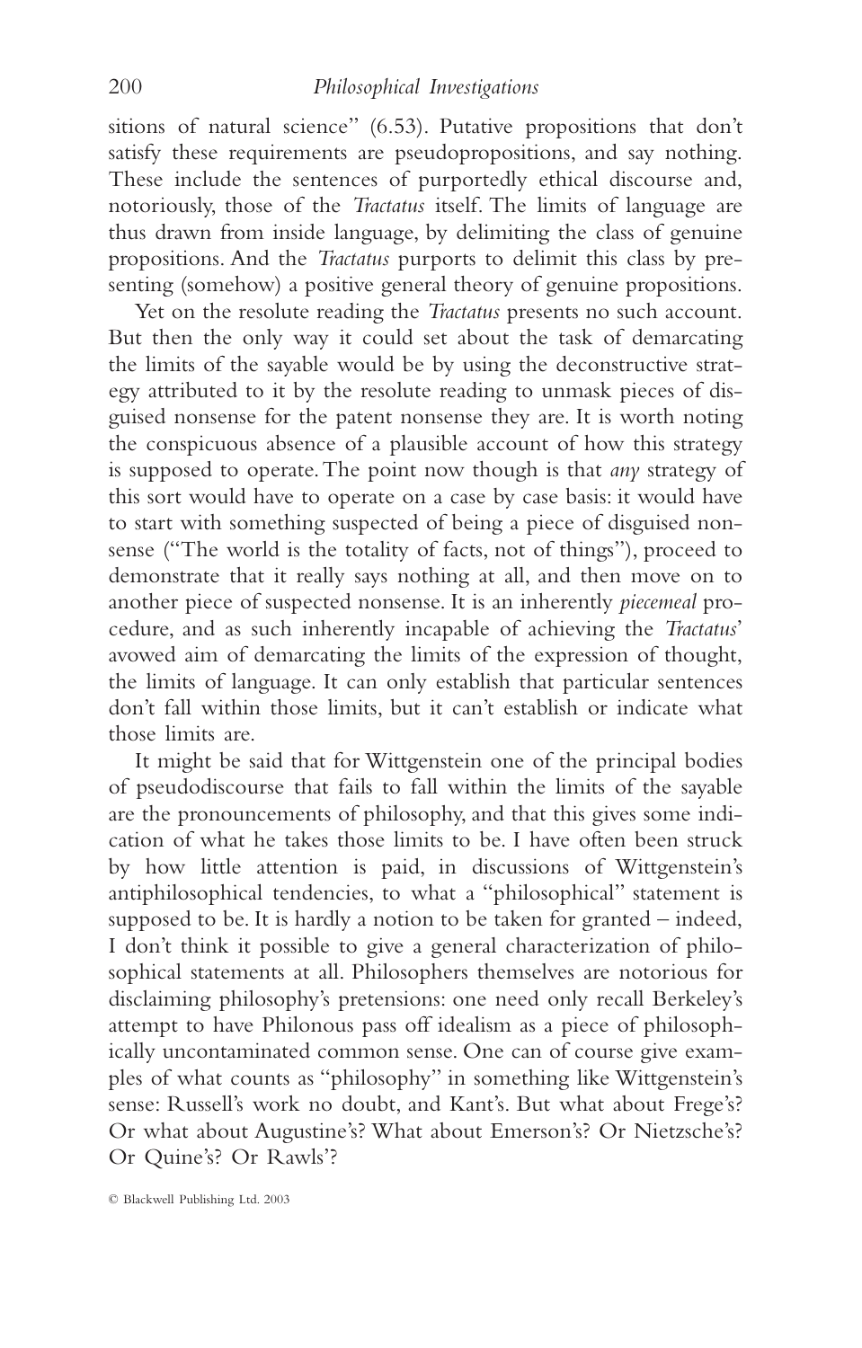sitions of natural science" (6.53). Putative propositions that don't satisfy these requirements are pseudopropositions, and say nothing. These include the sentences of purportedly ethical discourse and, notoriously, those of the *Tractatus* itself. The limits of language are thus drawn from inside language, by delimiting the class of genuine propositions. And the *Tractatus* purports to delimit this class by presenting (somehow) a positive general theory of genuine propositions.

Yet on the resolute reading the *Tractatus* presents no such account. But then the only way it could set about the task of demarcating the limits of the sayable would be by using the deconstructive strategy attributed to it by the resolute reading to unmask pieces of disguised nonsense for the patent nonsense they are. It is worth noting the conspicuous absence of a plausible account of how this strategy is supposed to operate. The point now though is that *any* strategy of this sort would have to operate on a case by case basis: it would have to start with something suspected of being a piece of disguised nonsense ("The world is the totality of facts, not of things"), proceed to demonstrate that it really says nothing at all, and then move on to another piece of suspected nonsense. It is an inherently *piecemeal* procedure, and as such inherently incapable of achieving the *Tractatus*' avowed aim of demarcating the limits of the expression of thought, the limits of language. It can only establish that particular sentences don't fall within those limits, but it can't establish or indicate what those limits are.

It might be said that for Wittgenstein one of the principal bodies of pseudodiscourse that fails to fall within the limits of the sayable are the pronouncements of philosophy, and that this gives some indication of what he takes those limits to be. I have often been struck by how little attention is paid, in discussions of Wittgenstein's antiphilosophical tendencies, to what a "philosophical" statement is supposed to be. It is hardly a notion to be taken for granted – indeed, I don't think it possible to give a general characterization of philosophical statements at all. Philosophers themselves are notorious for disclaiming philosophy's pretensions: one need only recall Berkeley's attempt to have Philonous pass off idealism as a piece of philosophically uncontaminated common sense. One can of course give examples of what counts as "philosophy" in something like Wittgenstein's sense: Russell's work no doubt, and Kant's. But what about Frege's? Or what about Augustine's? What about Emerson's? Or Nietzsche's? Or Quine's? Or Rawls'?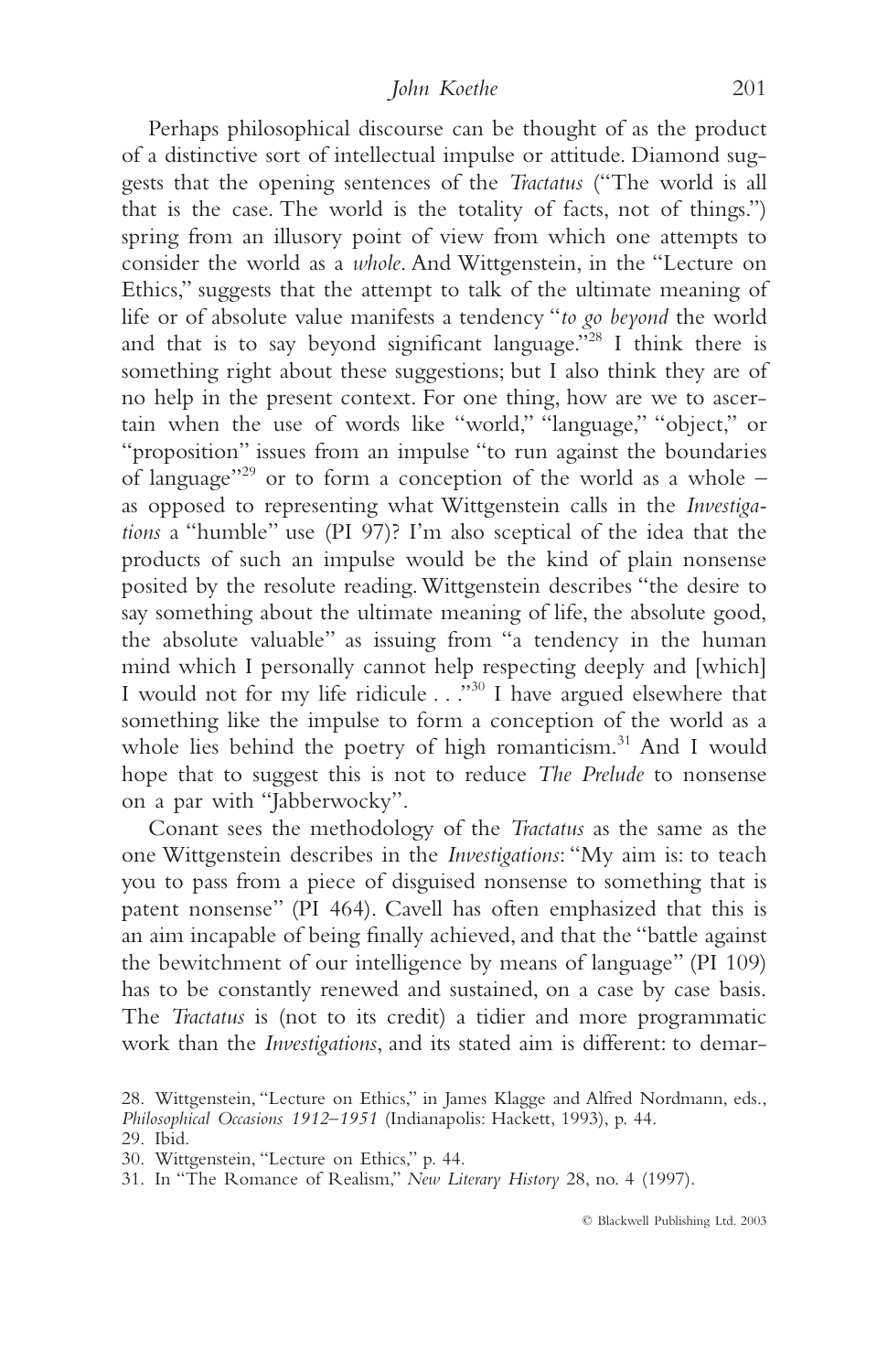Perhaps philosophical discourse can be thought of as the product of a distinctive sort of intellectual impulse or attitude. Diamond suggests that the opening sentences of the *Tractatus* ("The world is all that is the case. The world is the totality of facts, not of things.") spring from an illusory point of view from which one attempts to consider the world as a *whole*. And Wittgenstein, in the "Lecture on Ethics," suggests that the attempt to talk of the ultimate meaning of life or of absolute value manifests a tendency "*to go beyond* the world and that is to say beyond significant language."[28] I think there is something right about these suggestions; but I also think they are of no help in the present context. For one thing, how are we to ascertain when the use of words like "world," "language," "object," or "proposition" issues from an impulse "to run against the boundaries of language"[29] or to form a conception of the world as a whole – as opposed to representing what Wittgenstein calls in the *Investigations* a "humble" use (PI 97)? I'm also sceptical of the idea that the products of such an impulse would be the kind of plain nonsense posited by the resolute reading. Wittgenstein describes "the desire to say something about the ultimate meaning of life, the absolute good, the absolute valuable" as issuing from "a tendency in the human mind which I personally cannot help respecting deeply and [which] I would not for my life ridicule . . ."[30] I have argued elsewhere that something like the impulse to form a conception of the world as a whole lies behind the poetry of high romanticism.[31] And I would hope that to suggest this is not to reduce *The Prelude* to nonsense on a par with "Jabberwocky".

Conant sees the methodology of the *Tractatus* as the same as the one Wittgenstein describes in the *Investigations*: "My aim is: to teach you to pass from a piece of disguised nonsense to something that is patent nonsense" (PI 464). Cavell has often emphasized that this is an aim incapable of being finally achieved, and that the "battle against the bewitchment of our intelligence by means of language" (PI 109) has to be constantly renewed and sustained, on a case by case basis. The *Tractatus* is (not to its credit) a tidier and more programmatic work than the *Investigations*, and its stated aim is different: to demar-

28. Wittgenstein, "Lecture on Ethics," in James Klagge and Alfred Nordmann, eds., *Philosophical Occasions 1912–1951* (Indianapolis: Hackett, 1993), p. 44.

29. Ibid.

30. Wittgenstein, "Lecture on Ethics," p. 44.

31. In "The Romance of Realism," *New Literary History* 28, no. 4 (1997).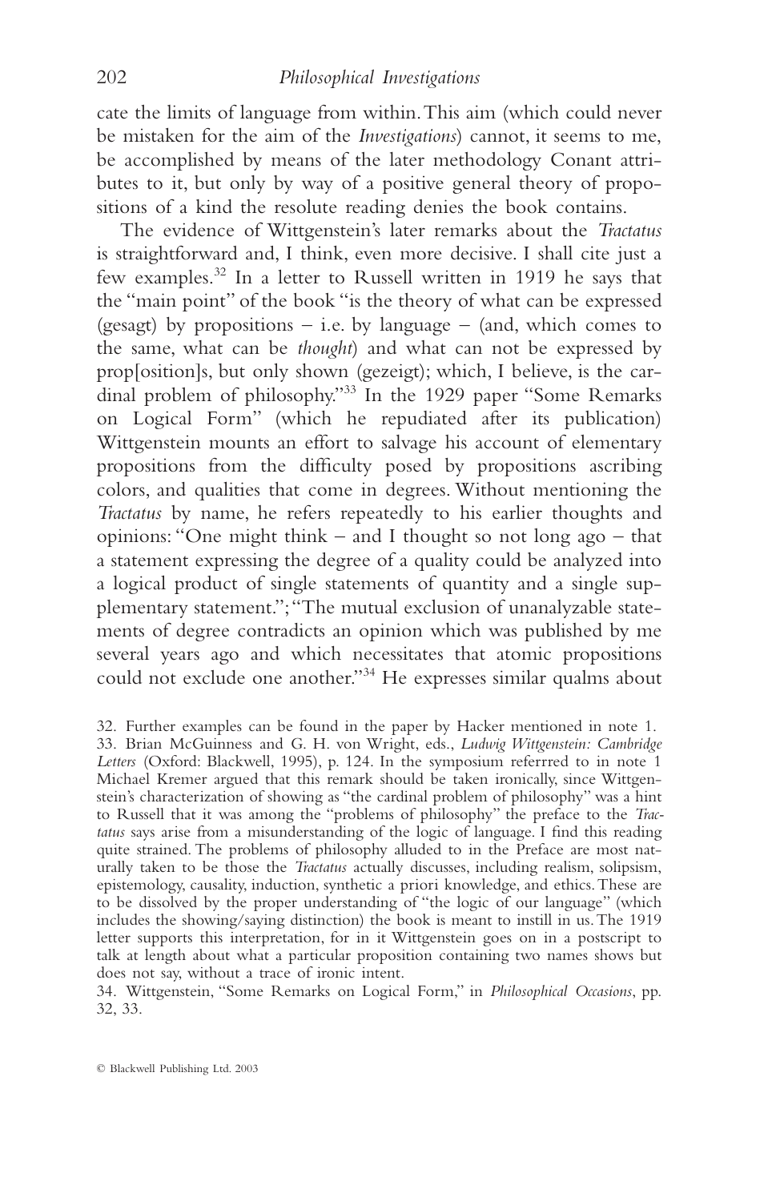cate the limits of language from within. This aim (which could never be mistaken for the aim of the *Investigations*) cannot, it seems to me, be accomplished by means of the later methodology Conant attributes to it, but only by way of a positive general theory of propositions of a kind the resolute reading denies the book contains.

The evidence of Wittgenstein's later remarks about the *Tractatus* is straightforward and, I think, even more decisive. I shall cite just a few examples.[32] In a letter to Russell written in 1919 he says that the "main point" of the book "is the theory of what can be expressed (gesagt) by propositions – i.e. by language – (and, which comes to the same, what can be *thought*) and what can not be expressed by prop[osition]s, but only shown (gezeigt); which, I believe, is the cardinal problem of philosophy."[33] In the 1929 paper "Some Remarks on Logical Form" (which he repudiated after its publication) Wittgenstein mounts an effort to salvage his account of elementary propositions from the difficulty posed by propositions ascribing colors, and qualities that come in degrees. Without mentioning the *Tractatus* by name, he refers repeatedly to his earlier thoughts and opinions: "One might think – and I thought so not long ago – that a statement expressing the degree of a quality could be analyzed into a logical product of single statements of quantity and a single supplementary statement."; "The mutual exclusion of unanalyzable statements of degree contradicts an opinion which was published by me several years ago and which necessitates that atomic propositions could not exclude one another."[34] He expresses similar qualms about

32. Further examples can be found in the paper by Hacker mentioned in note 1.

33. Brian McGuinness and G. H. von Wright, eds., *Ludwig Wittgenstein: Cambridge Letters* (Oxford: Blackwell, 1995), p. 124. In the symposium referrred to in note 1 Michael Kremer argued that this remark should be taken ironically, since Wittgenstein's characterization of showing as "the cardinal problem of philosophy" was a hint to Russell that it was among the "problems of philosophy" the preface to the *Tractatus* says arise from a misunderstanding of the logic of language. I find this reading quite strained. The problems of philosophy alluded to in the Preface are most naturally taken to be those the *Tractatus* actually discusses, including realism, solipsism, epistemology, causality, induction, synthetic a priori knowledge, and ethics. These are to be dissolved by the proper understanding of "the logic of our language" (which includes the showing/saying distinction) the book is meant to instill in us. The 1919 letter supports this interpretation, for in it Wittgenstein goes on in a postscript to talk at length about what a particular proposition containing two names shows but does not say, without a trace of ironic intent.

34. Wittgenstein, "Some Remarks on Logical Form," in *Philosophical Occasions*, pp. 32, 33.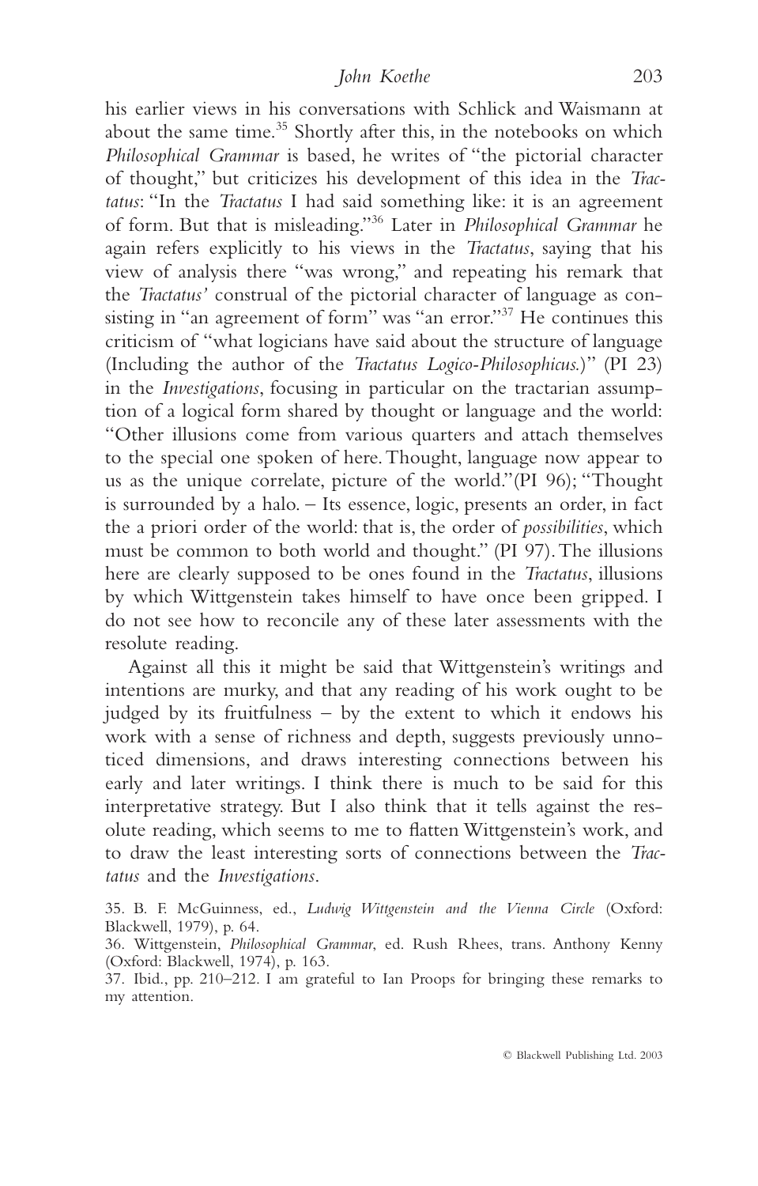his earlier views in his conversations with Schlick and Waismann at about the same time.[35] Shortly after this, in the notebooks on which *Philosophical Grammar* is based, he writes of "the pictorial character of thought," but criticizes his development of this idea in the *Tractatus*: "In the *Tractatus* I had said something like: it is an agreement of form. But that is misleading."[36] Later in *Philosophical Grammar* he again refers explicitly to his views in the *Tractatus*, saying that his view of analysis there "was wrong," and repeating his remark that the *Tractatus'* construal of the pictorial character of language as consisting in "an agreement of form" was "an error."[37] He continues this criticism of "what logicians have said about the structure of language (Including the author of the *Tractatus Logico-Philosophicus*.)" (PI 23) in the *Investigations*, focusing in particular on the tractarian assumption of a logical form shared by thought or language and the world: "Other illusions come from various quarters and attach themselves to the special one spoken of here. Thought, language now appear to us as the unique correlate, picture of the world."(PI 96); "Thought is surrounded by a halo. – Its essence, logic, presents an order, in fact the a priori order of the world: that is, the order of *possibilities*, which must be common to both world and thought." (PI 97). The illusions here are clearly supposed to be ones found in the *Tractatus*, illusions by which Wittgenstein takes himself to have once been gripped. I do not see how to reconcile any of these later assessments with the resolute reading.

Against all this it might be said that Wittgenstein's writings and intentions are murky, and that any reading of his work ought to be judged by its fruitfulness – by the extent to which it endows his work with a sense of richness and depth, suggests previously unnoticed dimensions, and draws interesting connections between his early and later writings. I think there is much to be said for this interpretative strategy. But I also think that it tells against the resolute reading, which seems to me to flatten Wittgenstein's work, and to draw the least interesting sorts of connections between the *Tractatus* and the *Investigations*.

35. B. F. McGuinness, ed., *Ludwig Wittgenstein and the Vienna Circle* (Oxford: Blackwell, 1979), p. 64.

36. Wittgenstein, *Philosophical Grammar*, ed. Rush Rhees, trans. Anthony Kenny (Oxford: Blackwell, 1974), p. 163.

37. Ibid., pp. 210–212. I am grateful to Ian Proops for bringing these remarks to my attention.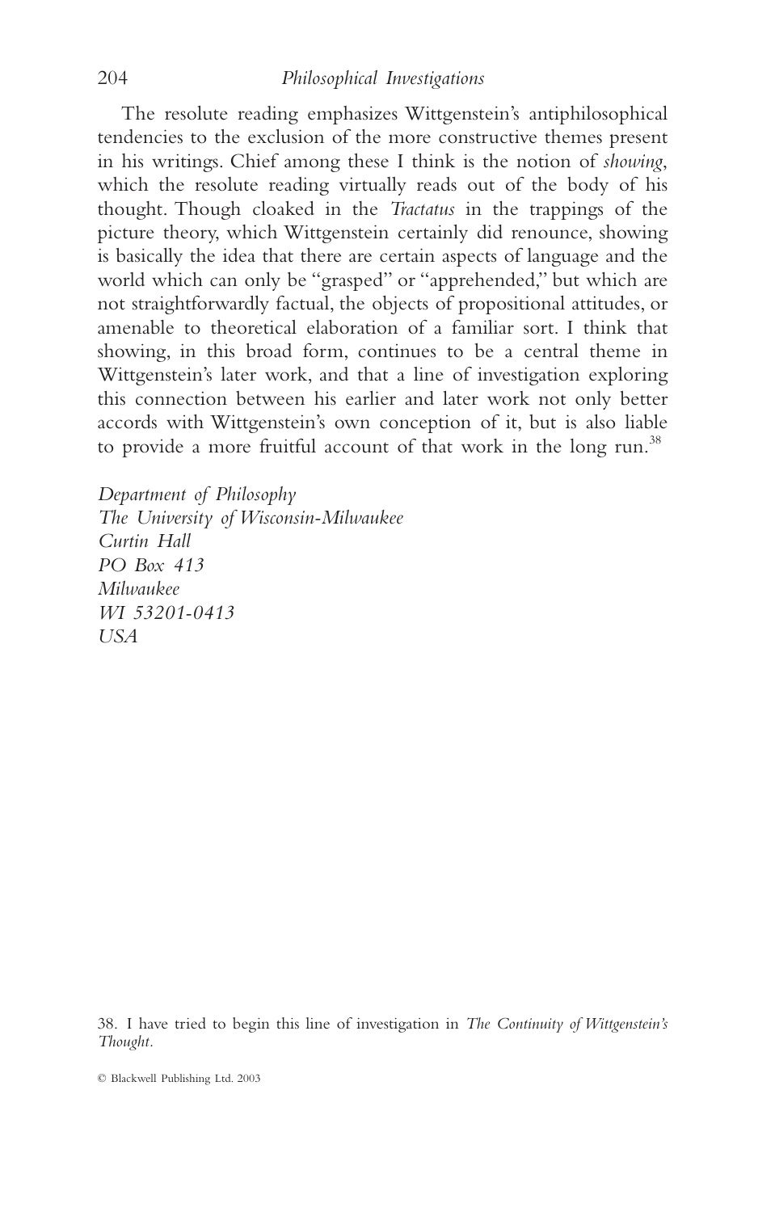The resolute reading emphasizes Wittgenstein's antiphilosophical tendencies to the exclusion of the more constructive themes present in his writings. Chief among these I think is the notion of *showing*, which the resolute reading virtually reads out of the body of his thought. Though cloaked in the *Tractatus* in the trappings of the picture theory, which Wittgenstein certainly did renounce, showing is basically the idea that there are certain aspects of language and the world which can only be "grasped" or "apprehended," but which are not straightforwardly factual, the objects of propositional attitudes, or amenable to theoretical elaboration of a familiar sort. I think that showing, in this broad form, continues to be a central theme in Wittgenstein's later work, and that a line of investigation exploring this connection between his earlier and later work not only better accords with Wittgenstein's own conception of it, but is also liable to provide a more fruitful account of that work in the long run.[38]

*Department of Philosophy*
*The University of Wisconsin-Milwaukee*
*Curtin Hall*
*PO Box 413*
*Milwaukee*
*WI 53201-0413*
*USA*

38. I have tried to begin this line of investigation in *The Continuity of Wittgenstein's Thought*.

© Blackwell Publishing Ltd. 2003